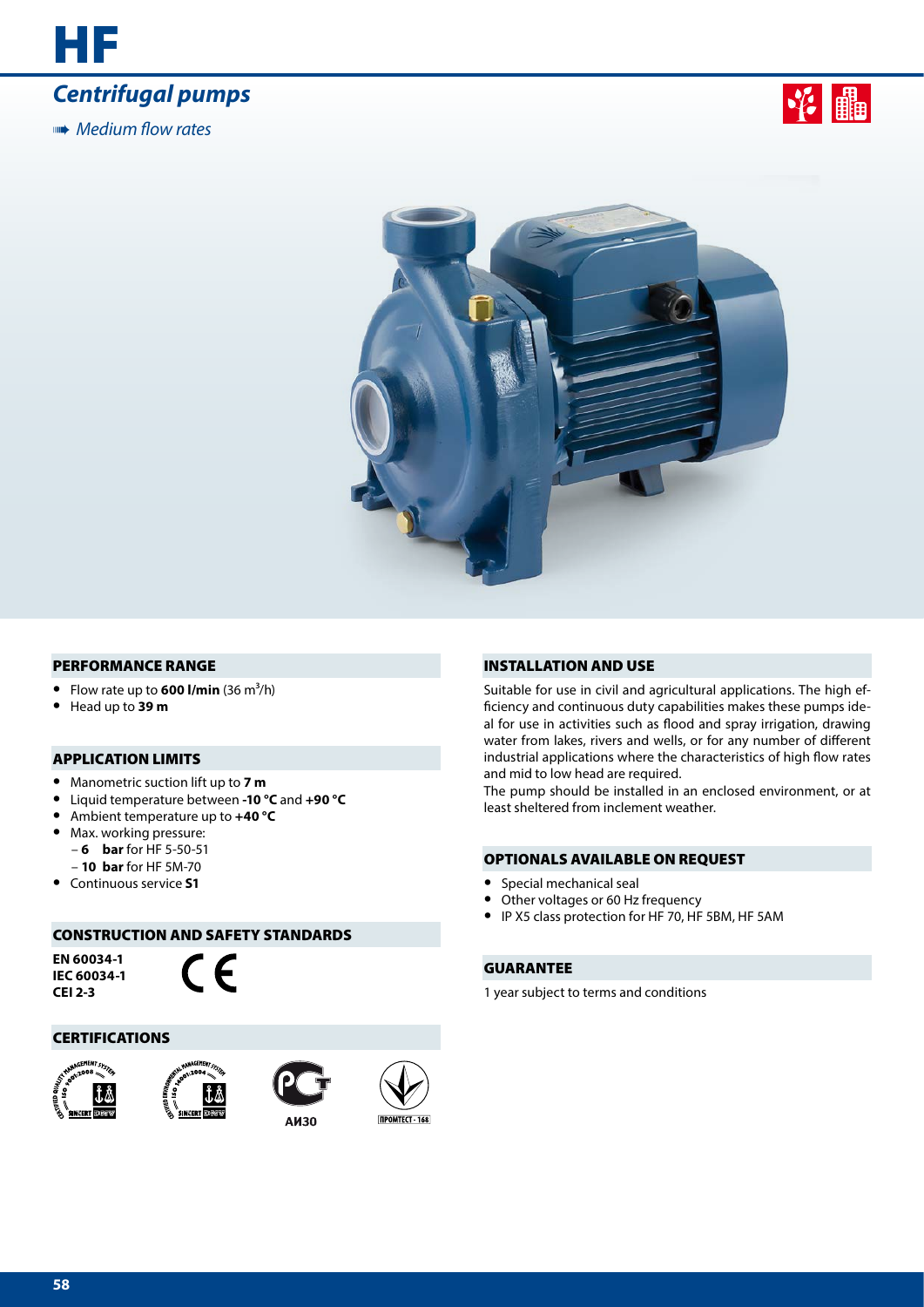# HF

## *Centrifugal pugs*

*Medium flow rates*

### PERFORMANCE RANGE

- Flow rate up to **600 l/min** (36 $m^3$/h)
- Head up to **39 m**

### APPLICATION LIMITS

- Manometric suction lift up to **7 m**
- Liquid temperature between **-10 °C** and **+90 °C**
- Ambient temperature up to **+40 °C**
- Max. working pressure:
  - **6 bar** for HF 5-50-51
  - **10 bar** for HF 5M-70
- Continuous service **S1**

### CONSTRUCTION AND SAFETY STANDARDS

**EN 60034-1**
**IEC 60034-1**
**CEI 2-3**

CE

### CERTIFICATIONS

АИ30

ПРОМТЕСТ - 168

### INSTALLATION AND USE

Suitable for use in civil and agricultural applications. The high efficiency and continuous duty capabilities makes these pumps ideal for use in activities such as flood and spray irrigation, drawing water from lakes, rivers and wells, or for any number of different industrial applications where the characteristics of high flow rates and mid to low head are required.
The pump should be installed in an enclosed environment, or at least sheltered from inclement weather.

### OPTIONALS AVAILABLE ON REQUEST

- Special mechanical seal
- Other voltages or 60 Hz frequency
- IP X5 class protection for HF 70, HF 5BM, HF 5AM

### GUARANTEE

1 year subject to terms and conditions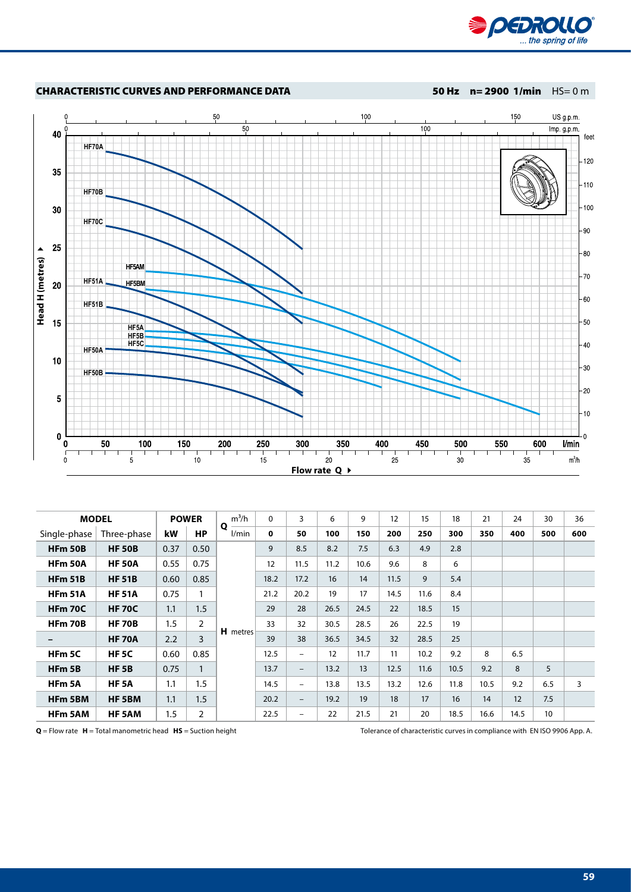## CHARACTERISTIC CURVES AND PERFORMANCE DATA

**50 Hz n= 2900 1/min** HS= 0 m

| MODEL | | POWER | | Q $m^3/h$ | 0 | 3 | 6 | 9 | 12 | 15 | 18 | 21 | 24 | 30 | 36 |
|---|---|---|---|---|---|---|---|---|---|---|---|---|---|---|---|
| Single-phase | Three-phase | kW | HP | l/min | **0** | **50** | **100** | **150** | **200** | **250** | **300** | **350** | **400** | **500** | **600** |
| **HFm 50B** | **HF 50B** | 0.37 | 0.50 | **H** metres | 9 | 8.5 | 8.2 | 7.5 | 6.3 | 4.9 | 2.8 | | | | |
| **HFm 50A** | **HF 50A** | 0.55 | 0.75 | | 12 | 11.5 | 11.2 | 10.6 | 9.6 | 8 | 6 | | | | |
| **HFm 51B** | **HF 51B** | 0.60 | 0.85 | | 18.2 | 17.2 | 16 | 14 | 11.5 | 9 | 5.4 | | | | |
| **HFm 51A** | **HF 51A** | 0.75 | 1 | | 21.2 | 20.2 | 19 | 17 | 14.5 | 11.6 | 8.4 | | | | |
| **HFm 70C** | **HF 70C** | 1.1 | 1.5 | | 29 | 28 | 26.5 | 24.5 | 22 | 18.5 | 15 | | | | |
| **HFm 70B** | **HF 70B** | 1.5 | 2 | | 33 | 32 | 30.5 | 28.5 | 26 | 22.5 | 19 | | | | |
| – | **HF 70A** | 2.2 | 3 | | 39 | 38 | 36.5 | 34.5 | 32 | 28.5 | 25 | | | | |
| **HFm 5C** | **HF 5C** | 0.60 | 0.85 | | 12.5 | – | 12 | 11.7 | 11 | 10.2 | 9.2 | 8 | 6.5 | | |
| **HFm 5B** | **HF 5B** | 0.75 | 1 | | 13.7 | – | 13.2 | 13 | 12.5 | 11.6 | 10.5 | 9.2 | 8 | 5 | |
| **HFm 5A** | **HF 5A** | 1.1 | 1.5 | | 14.5 | – | 13.8 | 13.5 | 13.2 | 12.6 | 11.8 | 10.5 | 9.2 | 6.5 | 3 |
| **HFm 5BM** | **HF 5BM** | 1.1 | 1.5 | | 20.2 | – | 19.2 | 19 | 18 | 17 | 16 | 14 | 12 | 7.5 | |
| **HFm 5AM** | **HF 5AM** | 1.5 | 2 | | 22.5 | – | 22 | 21.5 | 21 | 20 | 18.5 | 16.6 | 14.5 | 10 | |

**Q** = Flow rate **H** = Total manometric head **HS** = Suction height

Tolerance of characteristic curves in compliance with EN ISO 9906 App. A.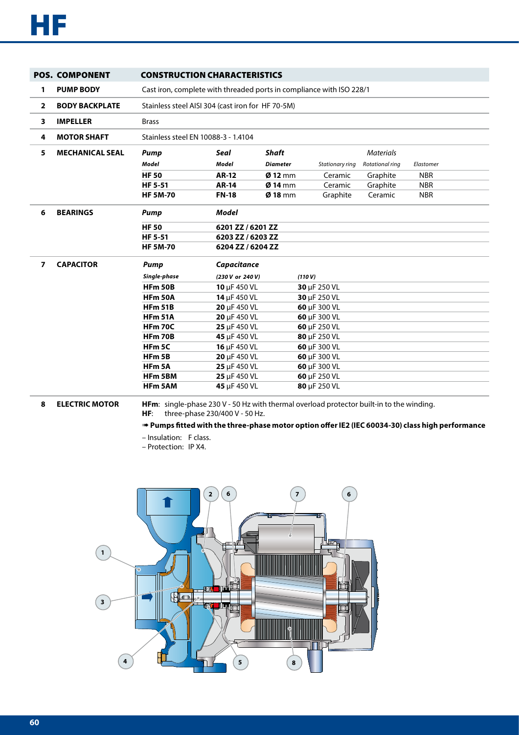# HF

| POS. | COMPONENT | CONSTRUCTION CHARACTERISTICS |
|---|---|---|
| 1 | PUMP BODY | Cast iron, complete with threaded ports in compliance with ISO 228/1 |
| 2 | BODY BACKPLATE | Stainless steel AISI 304 (cast iron for HF 70-5M) |
| 3 | IMPELLER | Brass |
| 4 | MOTOR SHAFT | Stainless steel EN 10088-3 - 1.4104 |
| 5 | MECHANICAL SEAL | (see table below) |
| 6 | BEARINGS | (see table below) |
| 7 | CAPACITOR | (see table below) |
| 8 | ELECTRIC MOTOR | (see below) |

**5 MECHANICAL SEAL**

| Pump Model | Seal Model | Shaft Diameter | Materials: Stationary ring | Materials: Rotational ring | Materials: Elastomer |
|---|---|---|---|---|---|
| **HF 50** | **AR-12** | **Ø 12** mm | Ceramic | Graphite | NBR |
| **HF 5-51** | **AR-14** | **Ø 14** mm | Ceramic | Graphite | NBR |
| **HF 5M-70** | **FN-18** | **Ø 18** mm | Graphite | Ceramic | NBR |

**6 BEARINGS**

| Pump | Model |
|---|---|
| **HF 50** | **6201 ZZ / 6201 ZZ** |
| **HF 5-51** | **6203 ZZ / 6203 ZZ** |
| **HF 5M-70** | **6204 ZZ / 6204 ZZ** |

**7 CAPACITOR**

| Pump Single-phase | Capacitance (230 V or 240 V) | Capacitance (110 V) |
|---|---|---|
| **HFm 50B** | **10** μF 450 VL | **30** μF 250 VL |
| **HFm 50A** | **14** μF 450 VL | **30** μF 250 VL |
| **HFm 51B** | **20** μF 450 VL | **60** μF 300 VL |
| **HFm 51A** | **20** μF 450 VL | **60** μF 300 VL |
| **HFm 70C** | **25** μF 450 VL | **60** μF 250 VL |
| **HFm 70B** | **45** μF 450 VL | **80** μF 250 VL |
| **HFm 5C** | **16** μF 450 VL | **60** μF 300 VL |
| **HFm 5B** | **20** μF 450 VL | **60** μF 300 VL |
| **HFm 5A** | **25** μF 450 VL | **60** μF 300 VL |
| **HFm 5BM** | **25** μF 450 VL | **60** μF 250 VL |
| **HFm 5AM** | **45** μF 450 VL | **80** μF 250 VL |

**8 ELECTRIC MOTOR**

**HFm**: single-phase 230 V - 50 Hz with thermal overload protector built-in to the winding.
**HF**: three-phase 230/400 V - 50 Hz.

➠ **Pumps fitted with the three-phase motor option offer IE2 (IEC 60034-30) class high performance**

– Insulation: F class.
– Protection: IP X4.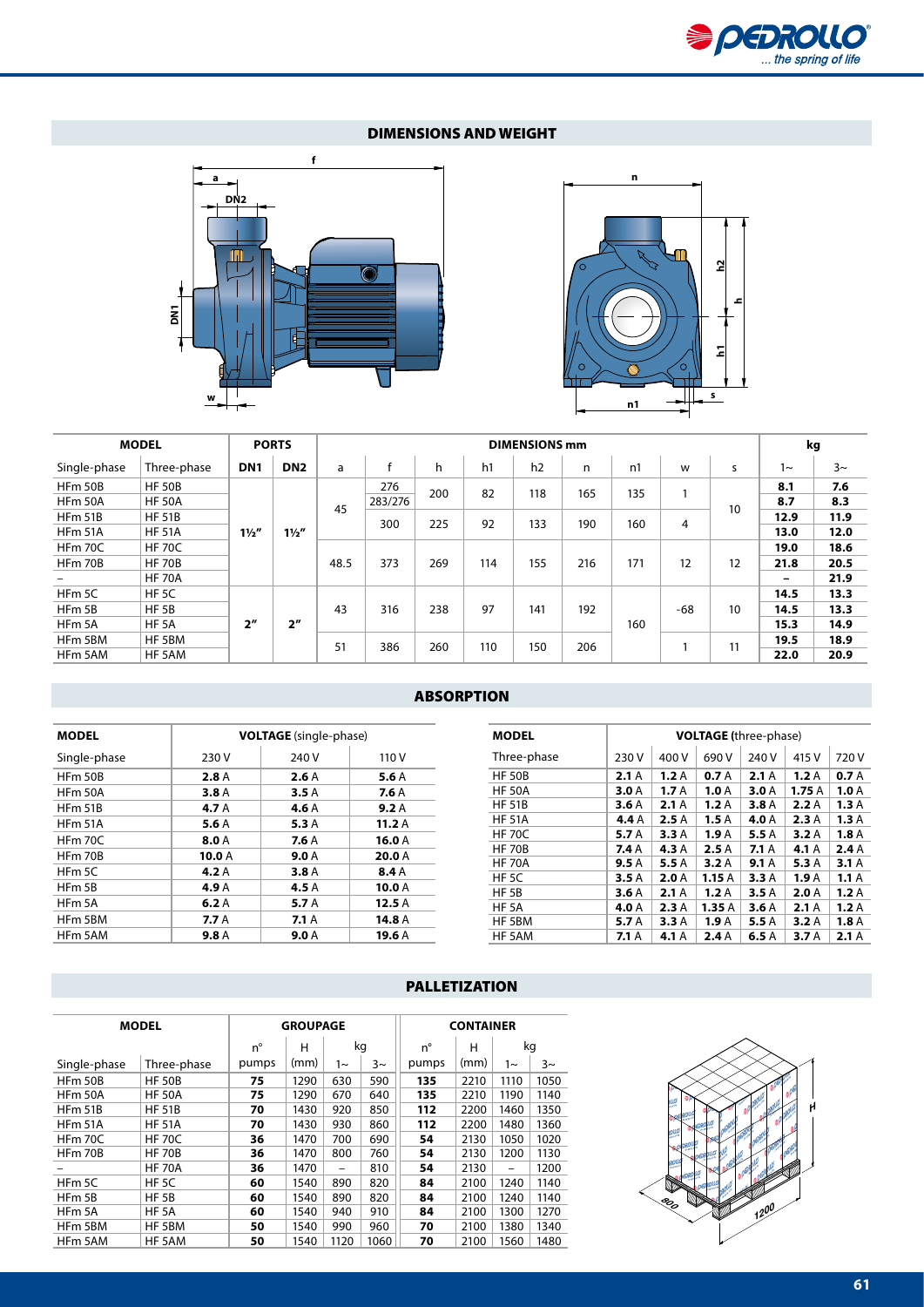## DIMENSIONS AND WEIGHT

| MODEL | | PORTS | | DIMENSIONS mm | | | | | | | | | kg | |
|---|---|---|---|---|---|---|---|---|---|---|---|---|---|---|
| Single-phase | Three-phase | DN1 | DN2 | a | f | h | h1 | h2 | n | n1 | w | s | 1~ | 3~ |
| HFm 50B | HF 50B | 1½" | 1½" | 45 | 276 | 200 | 82 | 118 | 165 | 135 | 1 | 10 | **8.1** | **7.6** |
| HFm 50A | HF 50A | | | | 283/276 | | | | | | | | **8.7** | **8.3** |
| HFm 51B | HF 51B | | | | 300 | 225 | 92 | 133 | 190 | 160 | 4 | | **12.9** | **11.9** |
| HFm 51A | HF 51A | | | | | | | | | | | | **13.0** | **12.0** |
| HFm 70C | HF 70C | | | 48.5 | 373 | 269 | 114 | 155 | 216 | 171 | 12 | 12 | **19.0** | **18.6** |
| HFm 70B | HF 70B | | | | | | | | | | | | **21.8** | **20.5** |
| – | HF 70A | | | | | | | | | | | | **–** | **21.9** |
| HFm 5C | HF 5C | 2" | 2" | 43 | 316 | 238 | 97 | 141 | 192 | 160 | -68 | 10 | **14.5** | **13.3** |
| HFm 5B | HF 5B | | | | | | | | | | | | **14.5** | **13.3** |
| HFm 5A | HF 5A | | | | | | | | | | | | **15.3** | **14.9** |
| HFm 5BM | HF 5BM | | | 51 | 386 | 260 | 110 | 150 | 206 | | 1 | 11 | **19.5** | **18.9** |
| HFm 5AM | HF 5AM | | | | | | | | | | | | **22.0** | **20.9** |

## ABSORPTION

| MODEL | VOLTAGE (single-phase) | | |
|---|---|---|---|
| Single-phase | 230 V | 240 V | 110 V |
| HFm 50B | **2.8** A | **2.6** A | **5.6** A |
| HFm 50A | **3.8** A | **3.5** A | **7.6** A |
| HFm 51B | **4.7** A | **4.6** A | **9.2** A |
| HFm 51A | **5.6** A | **5.3** A | **11.2** A |
| HFm 70C | **8.0** A | **7.6** A | **16.0** A |
| HFm 70B | **10.0** A | **9.0** A | **20.0** A |
| HFm 5C | **4.2** A | **3.8** A | **8.4** A |
| HFm 5B | **4.9** A | **4.5** A | **10.0** A |
| HFm 5A | **6.2** A | **5.7** A | **12.5** A |
| HFm 5BM | **7.7** A | **7.1** A | **14.8** A |
| HFm 5AM | **9.8** A | **9.0** A | **19.6** A |

| MODEL | VOLTAGE (three-phase) | | | | | |
|---|---|---|---|---|---|---|
| Three-phase | 230 V | 400 V | 690 V | 240 V | 415 V | 720 V |
| HF 50B | **2.1** A | **1.2** A | **0.7** A | **2.1** A | **1.2** A | **0.7** A |
| HF 50A | **3.0** A | **1.7** A | **1.0** A | **3.0** A | **1.75** A | **1.0** A |
| HF 51B | **3.6** A | **2.1** A | **1.2** A | **3.8** A | **2.2** A | **1.3** A |
| HF 51A | **4.4** A | **2.5** A | **1.5** A | **4.0** A | **2.3** A | **1.3** A |
| HF 70C | **5.7** A | **3.3** A | **1.9** A | **5.5** A | **3.2** A | **1.8** A |
| HF 70B | **7.4** A | **4.3** A | **2.5** A | **7.1** A | **4.1** A | **2.4** A |
| HF 70A | **9.5** A | **5.5** A | **3.2** A | **9.1** A | **5.3** A | **3.1** A |
| HF 5C | **3.5** A | **2.0** A | **1.15** A | **3.3** A | **1.9** A | **1.1** A |
| HF 5B | **3.6** A | **2.1** A | **1.2** A | **3.5** A | **2.0** A | **1.2** A |
| HF 5A | **4.0** A | **2.3** A | **1.35** A | **3.6** A | **2.1** A | **1.2** A |
| HF 5BM | **5.7** A | **3.3** A | **1.9** A | **5.5** A | **3.2** A | **1.8** A |
| HF 5AM | **7.1** A | **4.1** A | **2.4** A | **6.5** A | **3.7** A | **2.1** A |

## PALLETIZATION

| MODEL | | GROUPAGE | | | | CONTAINER | | | |
|---|---|---|---|---|---|---|---|---|---|
| | | n° | H | kg | | n° | H | kg | |
| Single-phase | Three-phase | pumps | (mm) | 1~ | 3~ | pumps | (mm) | 1~ | 3~ |
| HFm 50B | HF 50B | **75** | 1290 | 630 | 590 | **135** | 2210 | 1110 | 1050 |
| HFm 50A | HF 50A | **75** | 1290 | 670 | 640 | **135** | 2210 | 1190 | 1140 |
| HFm 51B | HF 51B | **70** | 1430 | 920 | 850 | **112** | 2200 | 1460 | 1350 |
| HFm 51A | HF 51A | **70** | 1430 | 930 | 860 | **112** | 2200 | 1480 | 1360 |
| HFm 70C | HF 70C | **36** | 1470 | 700 | 690 | **54** | 2130 | 1050 | 1020 |
| HFm 70B | HF 70B | **36** | 1470 | 800 | 760 | **54** | 2130 | 1200 | 1130 |
| – | HF 70A | **36** | 1470 | – | 810 | **54** | 2130 | – | 1200 |
| HFm 5C | HF 5C | **60** | 1540 | 890 | 820 | **84** | 2100 | 1240 | 1140 |
| HFm 5B | HF 5B | **60** | 1540 | 890 | 820 | **84** | 2100 | 1240 | 1140 |
| HFm 5A | HF 5A | **60** | 1540 | 940 | 910 | **84** | 2100 | 1300 | 1270 |
| HFm 5BM | HF 5BM | **50** | 1540 | 990 | 960 | **70** | 2100 | 1380 | 1340 |
| HFm 5AM | HF 5AM | **50** | 1540 | 1120 | 1060 | **70** | 2100 | 1560 | 1480 |

H

800

1200